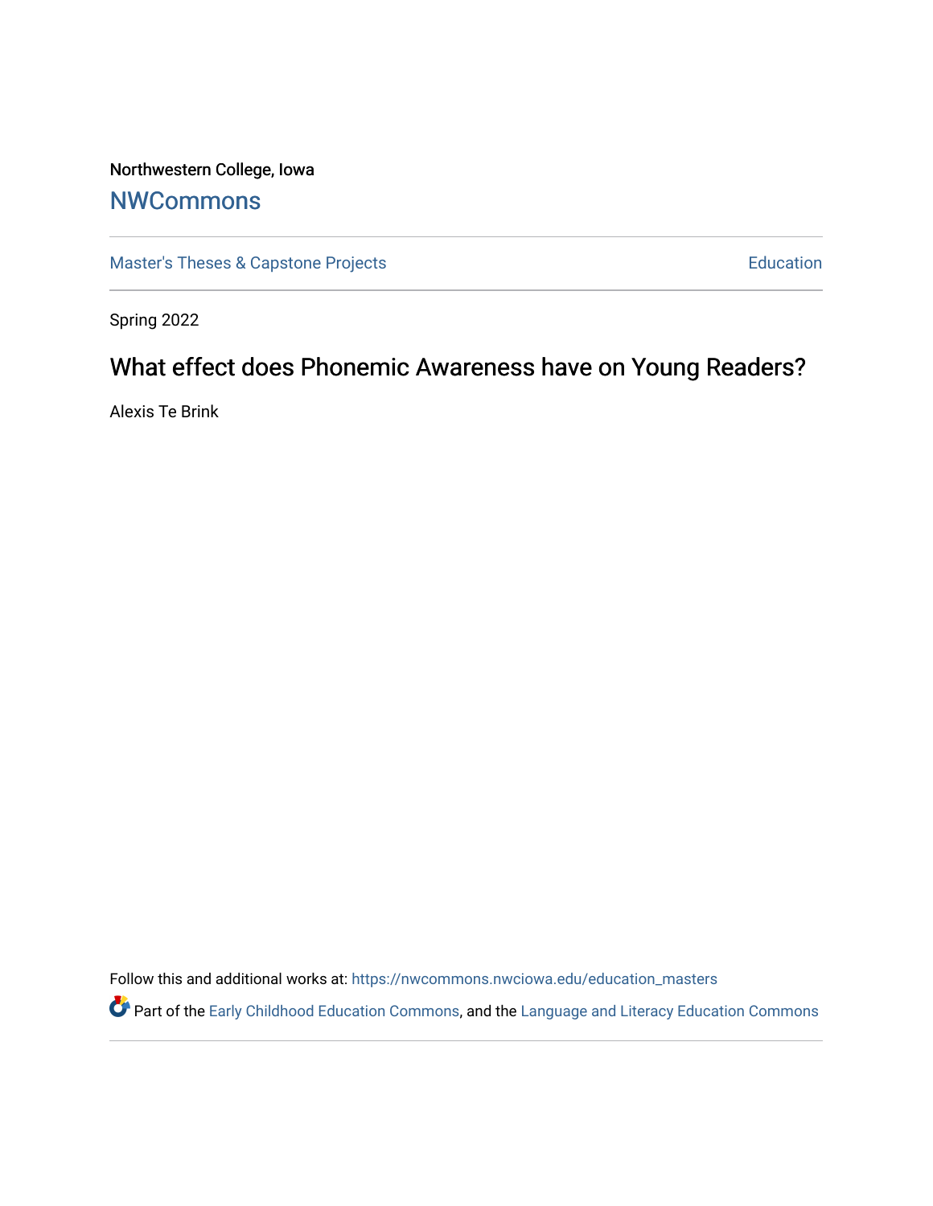Northwestern College, Iowa

# NWCommons

Master's Theses & Capstone Projects | Education

Spring 2022

## What effect does Phonemic Awareness have on Young Readers?

Alexis Te Brink

Follow this and additional works at: https://nwcommons.nwciowa.edu/education_masters

Part of the Early Childhood Education Commons, and the Language and Literacy Education Commons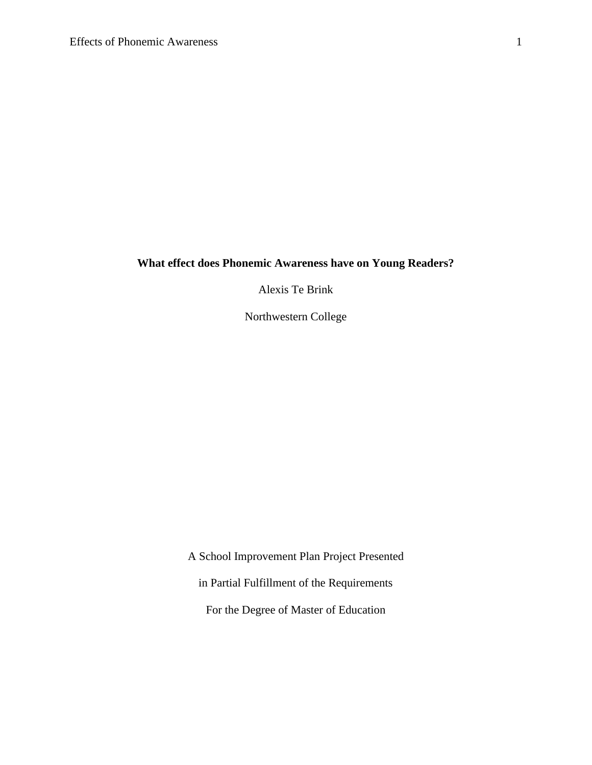# What effect does Phonemic Awareness have on Young Readers?

Alexis Te Brink

Northwestern College

A School Improvement Plan Project Presented

in Partial Fulfillment of the Requirements

For the Degree of Master of Education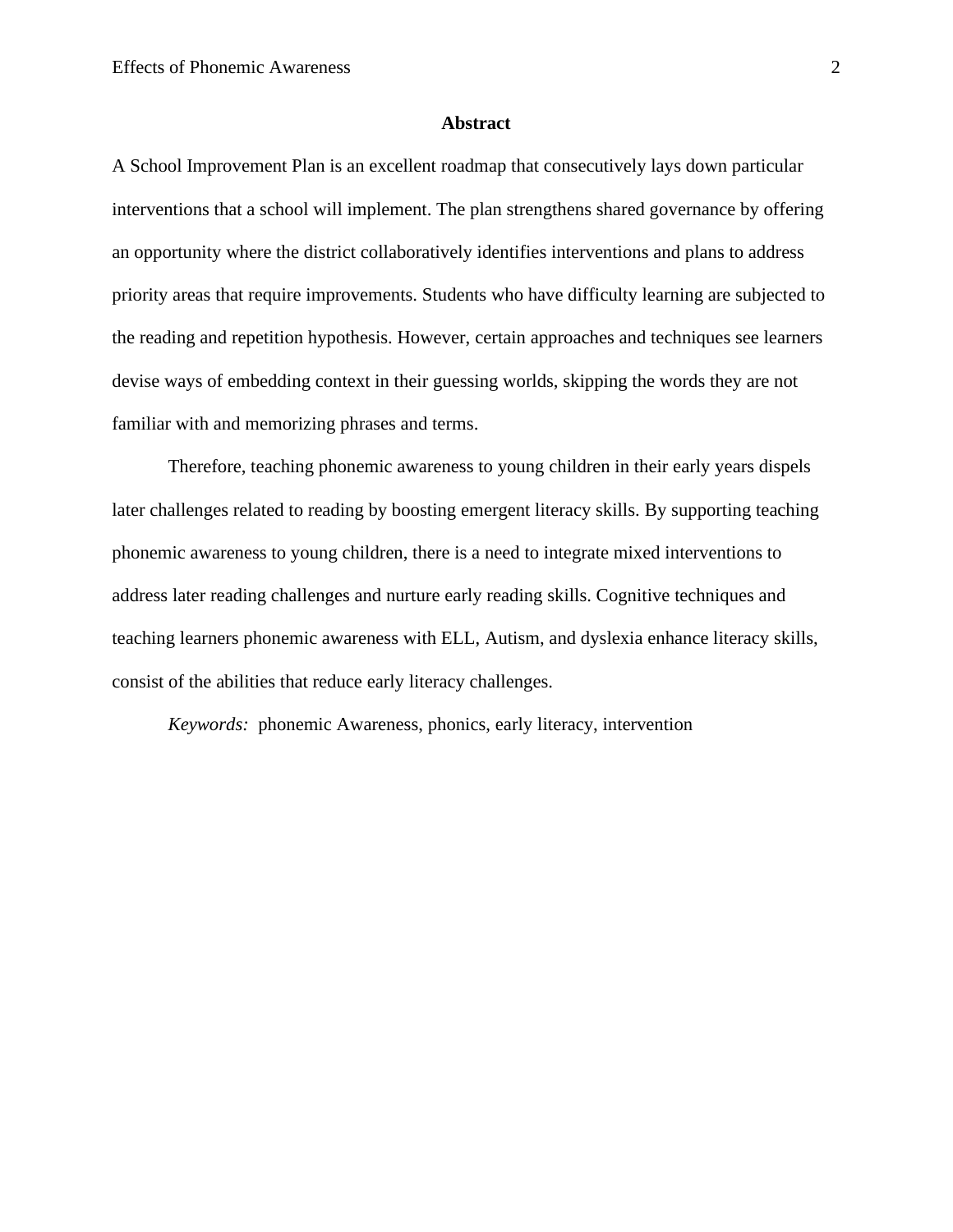## Abstract

A School Improvement Plan is an excellent roadmap that consecutively lays down particular interventions that a school will implement. The plan strengthens shared governance by offering an opportunity where the district collaboratively identifies interventions and plans to address priority areas that require improvements. Students who have difficulty learning are subjected to the reading and repetition hypothesis. However, certain approaches and techniques see learners devise ways of embedding context in their guessing worlds, skipping the words they are not familiar with and memorizing phrases and terms.

Therefore, teaching phonemic awareness to young children in their early years dispels later challenges related to reading by boosting emergent literacy skills. By supporting teaching phonemic awareness to young children, there is a need to integrate mixed interventions to address later reading challenges and nurture early reading skills. Cognitive techniques and teaching learners phonemic awareness with ELL, Autism, and dyslexia enhance literacy skills, consist of the abilities that reduce early literacy challenges.

*Keywords:* phonemic Awareness, phonics, early literacy, intervention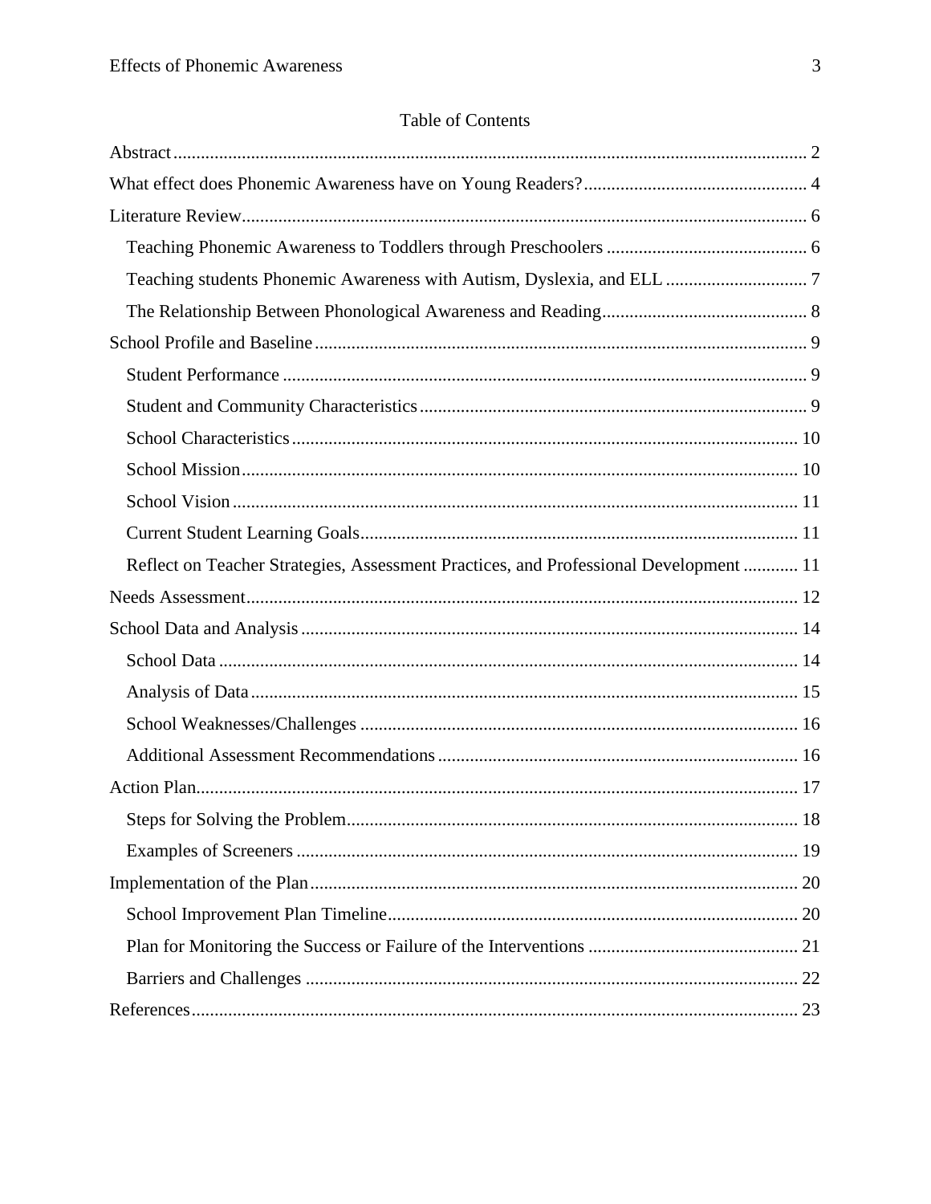Table of Contents

Abstract ........................................................................................................................................ 2

What effect does Phonemic Awareness have on Young Readers? ................................................ 4

Literature Review.......................................................................................................................... 6

- Teaching Phonemic Awareness to Toddlers through Preschoolers ............................................ 6
- Teaching students Phonemic Awareness with Autism, Dyslexia, and ELL ............................... 7
- The Relationship Between Phonological Awareness and Reading............................................ 8

School Profile and Baseline ........................................................................................................... 9

- Student Performance .................................................................................................................. 9
- Student and Community Characteristics .................................................................................... 9
- School Characteristics .............................................................................................................. 10
- School Mission ......................................................................................................................... 10
- School Vision ........................................................................................................................... 11
- Current Student Learning Goals ............................................................................................... 11
- Reflect on Teacher Strategies, Assessment Practices, and Professional Development ............ 11

Needs Assessment ........................................................................................................................ 12

School Data and Analysis ............................................................................................................ 14

- School Data .............................................................................................................................. 14
- Analysis of Data ....................................................................................................................... 15
- School Weaknesses/Challenges ................................................................................................ 16
- Additional Assessment Recommendations ............................................................................... 16

Action Plan................................................................................................................................... 17

- Steps for Solving the Problem .................................................................................................. 18
- Examples of Screeners ............................................................................................................. 19

Implementation of the Plan .......................................................................................................... 20

- School Improvement Plan Timeline .......................................................................................... 20
- Plan for Monitoring the Success or Failure of the Interventions .............................................. 21
- Barriers and Challenges ............................................................................................................ 22

References .................................................................................................................................... 23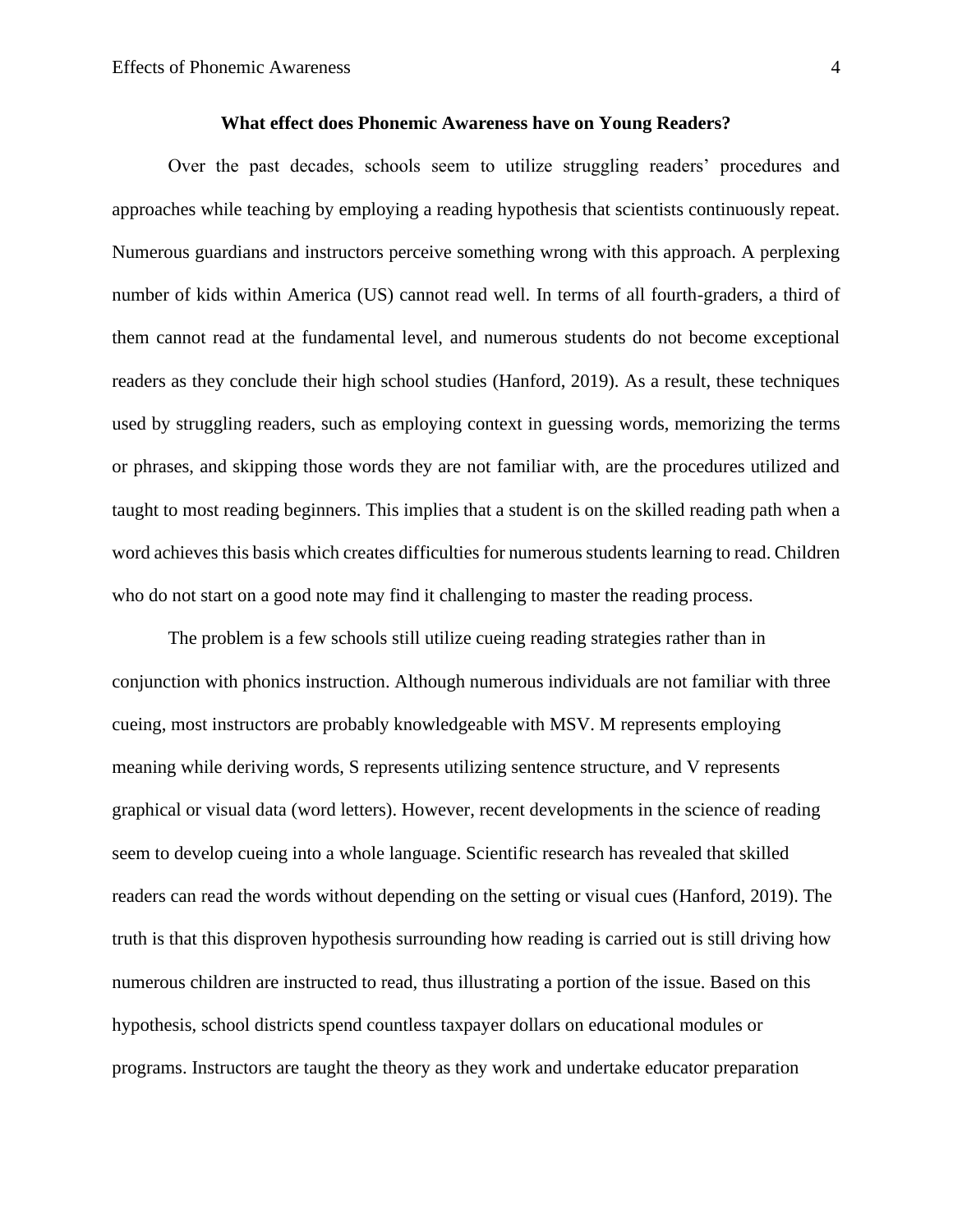## What effect does Phonemic Awareness have on Young Readers?

Over the past decades, schools seem to utilize struggling readers' procedures and approaches while teaching by employing a reading hypothesis that scientists continuously repeat. Numerous guardians and instructors perceive something wrong with this approach. A perplexing number of kids within America (US) cannot read well. In terms of all fourth-graders, a third of them cannot read at the fundamental level, and numerous students do not become exceptional readers as they conclude their high school studies (Hanford, 2019). As a result, these techniques used by struggling readers, such as employing context in guessing words, memorizing the terms or phrases, and skipping those words they are not familiar with, are the procedures utilized and taught to most reading beginners. This implies that a student is on the skilled reading path when a word achieves this basis which creates difficulties for numerous students learning to read. Children who do not start on a good note may find it challenging to master the reading process.

The problem is a few schools still utilize cueing reading strategies rather than in conjunction with phonics instruction. Although numerous individuals are not familiar with three cueing, most instructors are probably knowledgeable with MSV. M represents employing meaning while deriving words, S represents utilizing sentence structure, and V represents graphical or visual data (word letters). However, recent developments in the science of reading seem to develop cueing into a whole language. Scientific research has revealed that skilled readers can read the words without depending on the setting or visual cues (Hanford, 2019). The truth is that this disproven hypothesis surrounding how reading is carried out is still driving how numerous children are instructed to read, thus illustrating a portion of the issue. Based on this hypothesis, school districts spend countless taxpayer dollars on educational modules or programs. Instructors are taught the theory as they work and undertake educator preparation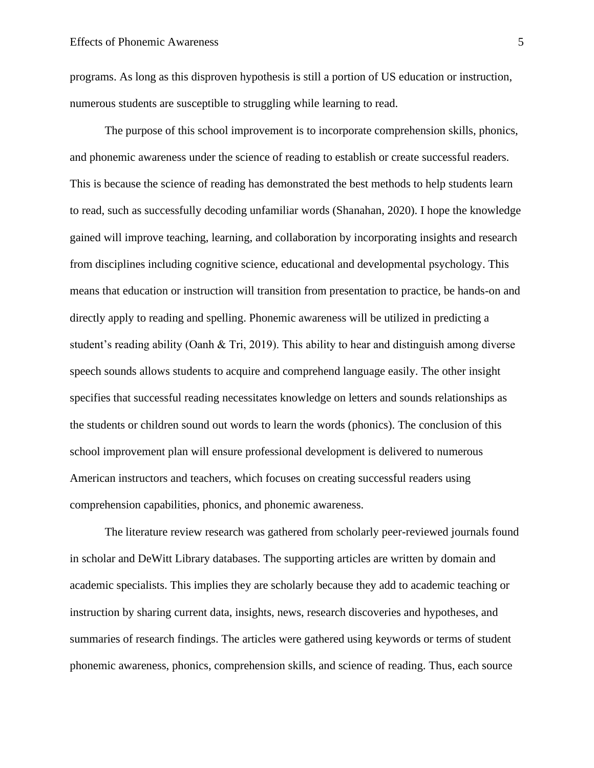programs. As long as this disproven hypothesis is still a portion of US education or instruction, numerous students are susceptible to struggling while learning to read.

The purpose of this school improvement is to incorporate comprehension skills, phonics, and phonemic awareness under the science of reading to establish or create successful readers. This is because the science of reading has demonstrated the best methods to help students learn to read, such as successfully decoding unfamiliar words (Shanahan, 2020). I hope the knowledge gained will improve teaching, learning, and collaboration by incorporating insights and research from disciplines including cognitive science, educational and developmental psychology. This means that education or instruction will transition from presentation to practice, be hands-on and directly apply to reading and spelling. Phonemic awareness will be utilized in predicting a student's reading ability (Oanh & Tri, 2019). This ability to hear and distinguish among diverse speech sounds allows students to acquire and comprehend language easily. The other insight specifies that successful reading necessitates knowledge on letters and sounds relationships as the students or children sound out words to learn the words (phonics). The conclusion of this school improvement plan will ensure professional development is delivered to numerous American instructors and teachers, which focuses on creating successful readers using comprehension capabilities, phonics, and phonemic awareness.

The literature review research was gathered from scholarly peer-reviewed journals found in scholar and DeWitt Library databases. The supporting articles are written by domain and academic specialists. This implies they are scholarly because they add to academic teaching or instruction by sharing current data, insights, news, research discoveries and hypotheses, and summaries of research findings. The articles were gathered using keywords or terms of student phonemic awareness, phonics, comprehension skills, and science of reading. Thus, each source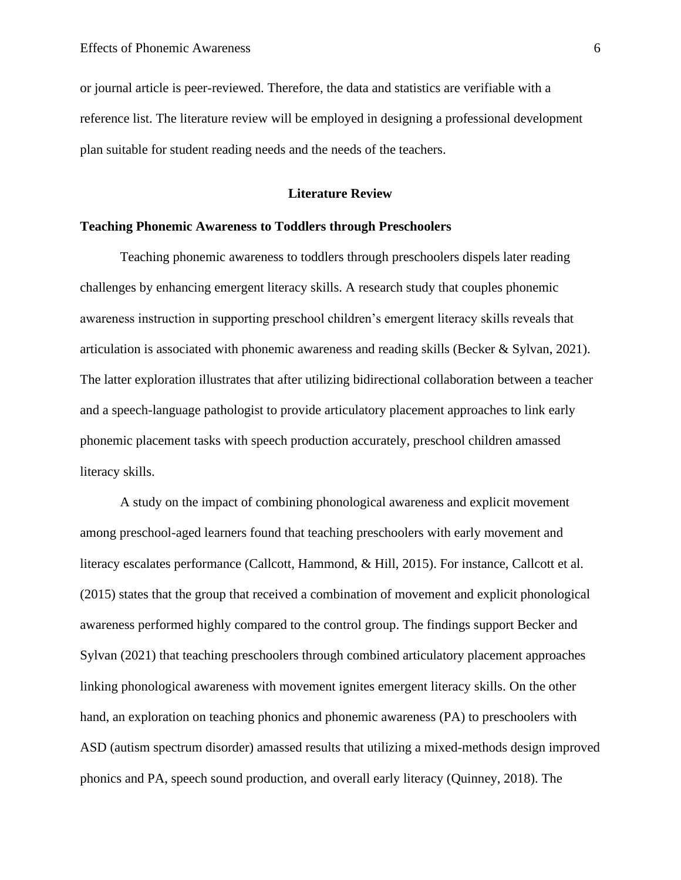or journal article is peer-reviewed. Therefore, the data and statistics are verifiable with a reference list. The literature review will be employed in designing a professional development plan suitable for student reading needs and the needs of the teachers.

## Literature Review

### Teaching Phonemic Awareness to Toddlers through Preschoolers

Teaching phonemic awareness to toddlers through preschoolers dispels later reading challenges by enhancing emergent literacy skills. A research study that couples phonemic awareness instruction in supporting preschool children's emergent literacy skills reveals that articulation is associated with phonemic awareness and reading skills (Becker & Sylvan, 2021). The latter exploration illustrates that after utilizing bidirectional collaboration between a teacher and a speech-language pathologist to provide articulatory placement approaches to link early phonemic placement tasks with speech production accurately, preschool children amassed literacy skills.

A study on the impact of combining phonological awareness and explicit movement among preschool-aged learners found that teaching preschoolers with early movement and literacy escalates performance (Callcott, Hammond, & Hill, 2015). For instance, Callcott et al. (2015) states that the group that received a combination of movement and explicit phonological awareness performed highly compared to the control group. The findings support Becker and Sylvan (2021) that teaching preschoolers through combined articulatory placement approaches linking phonological awareness with movement ignites emergent literacy skills. On the other hand, an exploration on teaching phonics and phonemic awareness (PA) to preschoolers with ASD (autism spectrum disorder) amassed results that utilizing a mixed-methods design improved phonics and PA, speech sound production, and overall early literacy (Quinney, 2018). The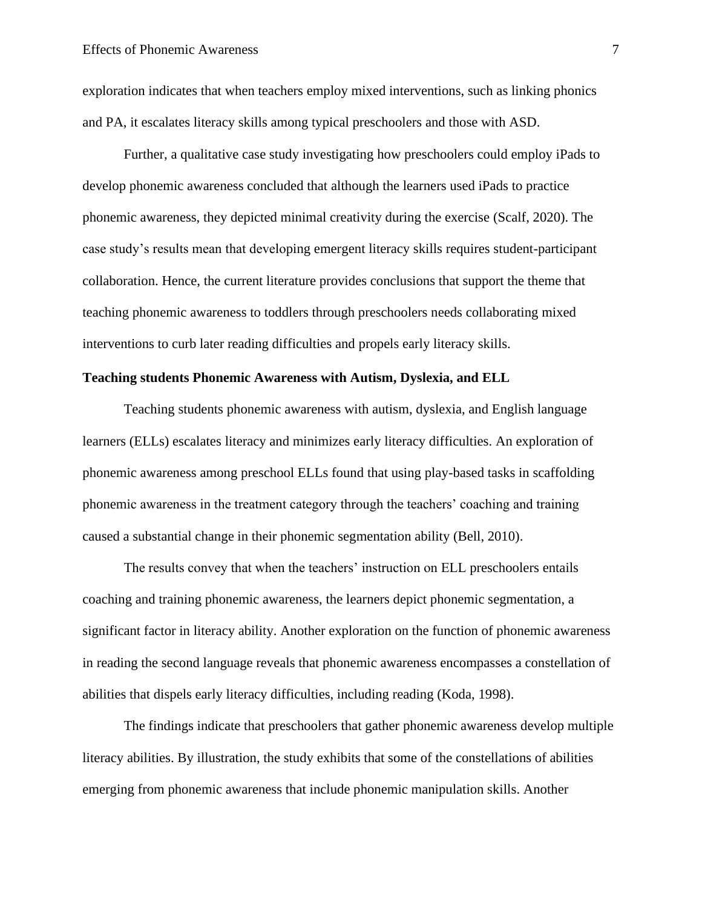exploration indicates that when teachers employ mixed interventions, such as linking phonics and PA, it escalates literacy skills among typical preschoolers and those with ASD.

Further, a qualitative case study investigating how preschoolers could employ iPads to develop phonemic awareness concluded that although the learners used iPads to practice phonemic awareness, they depicted minimal creativity during the exercise (Scalf, 2020). The case study's results mean that developing emergent literacy skills requires student-participant collaboration. Hence, the current literature provides conclusions that support the theme that teaching phonemic awareness to toddlers through preschoolers needs collaborating mixed interventions to curb later reading difficulties and propels early literacy skills.

**Teaching students Phonemic Awareness with Autism, Dyslexia, and ELL**

Teaching students phonemic awareness with autism, dyslexia, and English language learners (ELLs) escalates literacy and minimizes early literacy difficulties. An exploration of phonemic awareness among preschool ELLs found that using play-based tasks in scaffolding phonemic awareness in the treatment category through the teachers' coaching and training caused a substantial change in their phonemic segmentation ability (Bell, 2010).

The results convey that when the teachers' instruction on ELL preschoolers entails coaching and training phonemic awareness, the learners depict phonemic segmentation, a significant factor in literacy ability. Another exploration on the function of phonemic awareness in reading the second language reveals that phonemic awareness encompasses a constellation of abilities that dispels early literacy difficulties, including reading (Koda, 1998).

The findings indicate that preschoolers that gather phonemic awareness develop multiple literacy abilities. By illustration, the study exhibits that some of the constellations of abilities emerging from phonemic awareness that include phonemic manipulation skills. Another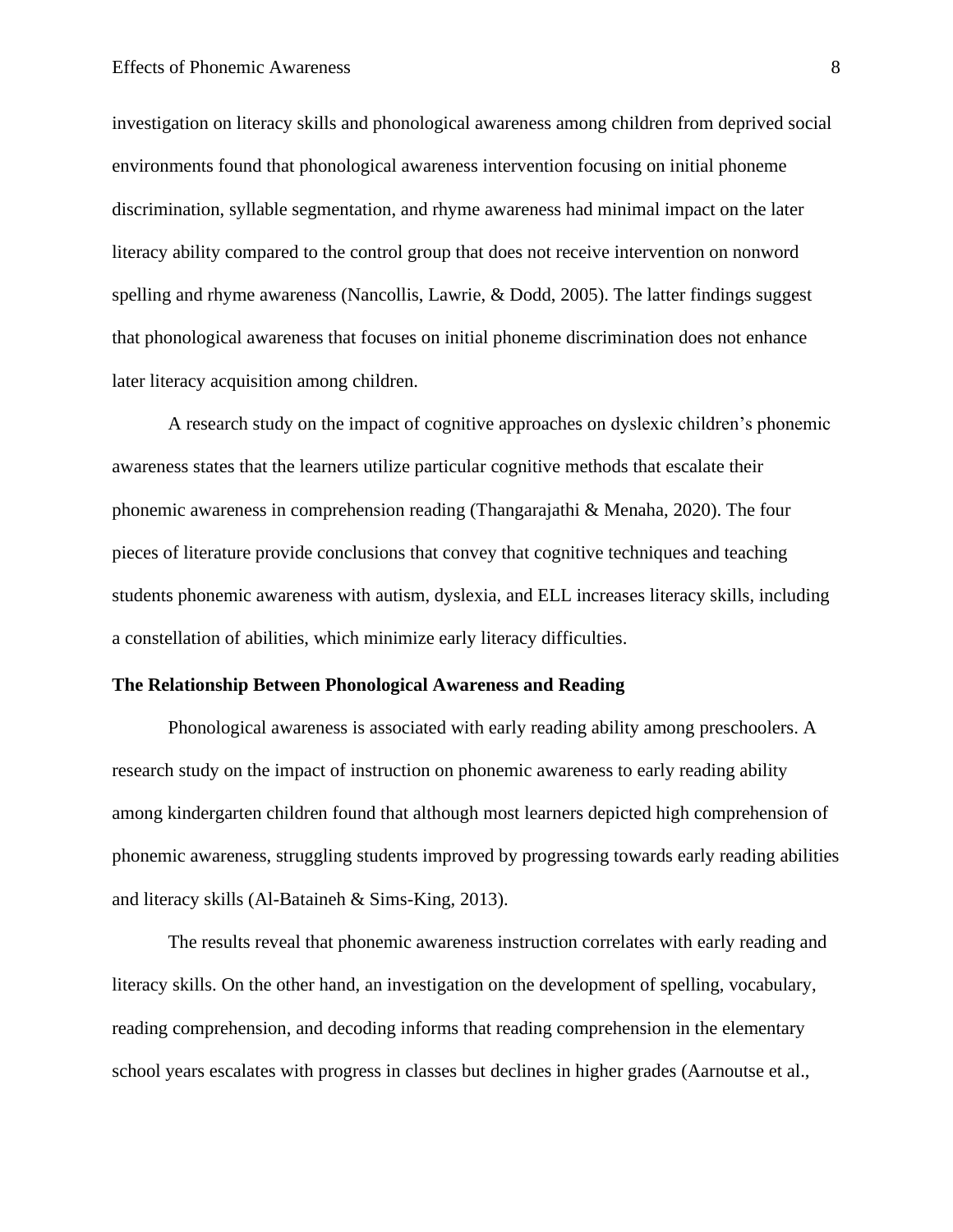investigation on literacy skills and phonological awareness among children from deprived social environments found that phonological awareness intervention focusing on initial phoneme discrimination, syllable segmentation, and rhyme awareness had minimal impact on the later literacy ability compared to the control group that does not receive intervention on nonword spelling and rhyme awareness (Nancollis, Lawrie, & Dodd, 2005). The latter findings suggest that phonological awareness that focuses on initial phoneme discrimination does not enhance later literacy acquisition among children.

A research study on the impact of cognitive approaches on dyslexic children's phonemic awareness states that the learners utilize particular cognitive methods that escalate their phonemic awareness in comprehension reading (Thangarajathi & Menaha, 2020). The four pieces of literature provide conclusions that convey that cognitive techniques and teaching students phonemic awareness with autism, dyslexia, and ELL increases literacy skills, including a constellation of abilities, which minimize early literacy difficulties.

**The Relationship Between Phonological Awareness and Reading**

Phonological awareness is associated with early reading ability among preschoolers. A research study on the impact of instruction on phonemic awareness to early reading ability among kindergarten children found that although most learners depicted high comprehension of phonemic awareness, struggling students improved by progressing towards early reading abilities and literacy skills (Al-Bataineh & Sims-King, 2013).

The results reveal that phonemic awareness instruction correlates with early reading and literacy skills. On the other hand, an investigation on the development of spelling, vocabulary, reading comprehension, and decoding informs that reading comprehension in the elementary school years escalates with progress in classes but declines in higher grades (Aarnoutse et al.,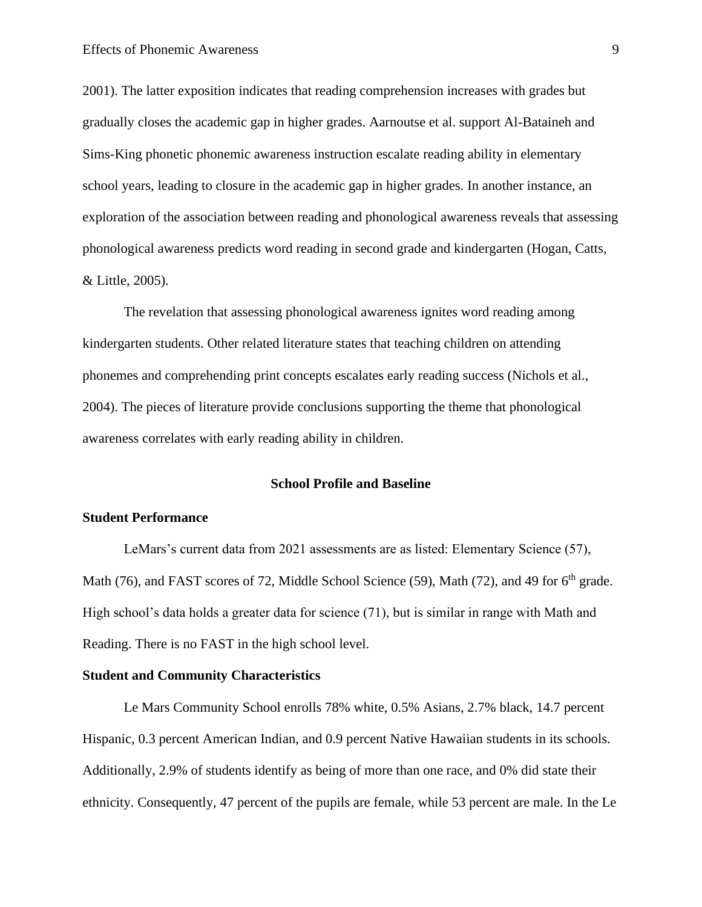2001). The latter exposition indicates that reading comprehension increases with grades but gradually closes the academic gap in higher grades. Aarnoutse et al. support Al-Bataineh and Sims-King phonetic phonemic awareness instruction escalate reading ability in elementary school years, leading to closure in the academic gap in higher grades. In another instance, an exploration of the association between reading and phonological awareness reveals that assessing phonological awareness predicts word reading in second grade and kindergarten (Hogan, Catts, & Little, 2005).

The revelation that assessing phonological awareness ignites word reading among kindergarten students. Other related literature states that teaching children on attending phonemes and comprehending print concepts escalates early reading success (Nichols et al., 2004). The pieces of literature provide conclusions supporting the theme that phonological awareness correlates with early reading ability in children.

## School Profile and Baseline

### Student Performance

LeMars's current data from 2021 assessments are as listed: Elementary Science (57), Math (76), and FAST scores of 72, Middle School Science (59), Math (72), and 49 for 6th grade. High school's data holds a greater data for science (71), but is similar in range with Math and Reading. There is no FAST in the high school level.

### Student and Community Characteristics

Le Mars Community School enrolls 78% white, 0.5% Asians, 2.7% black, 14.7 percent Hispanic, 0.3 percent American Indian, and 0.9 percent Native Hawaiian students in its schools. Additionally, 2.9% of students identify as being of more than one race, and 0% did state their ethnicity. Consequently, 47 percent of the pupils are female, while 53 percent are male. In the Le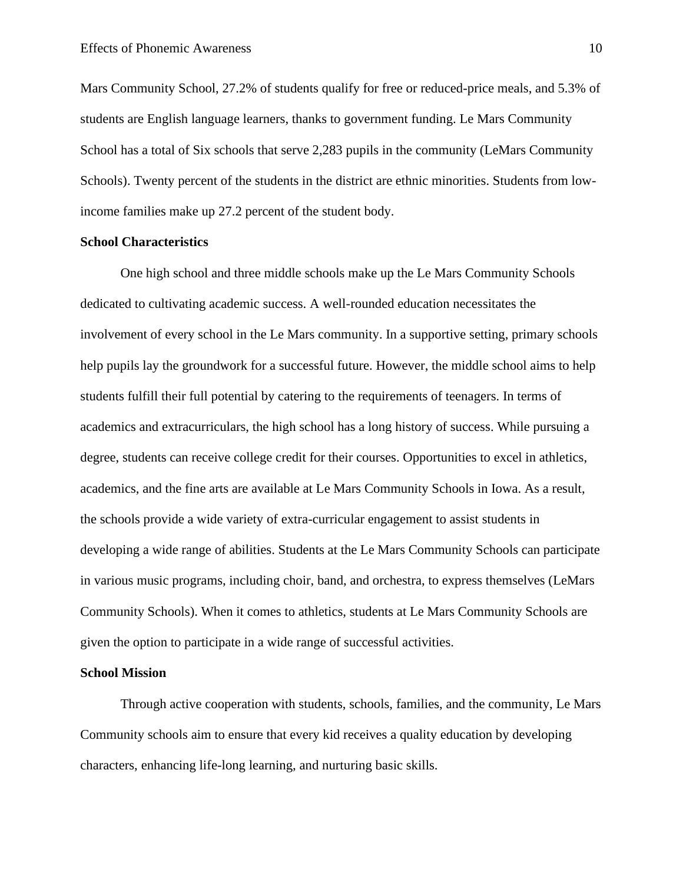Mars Community School, 27.2% of students qualify for free or reduced-price meals, and 5.3% of students are English language learners, thanks to government funding. Le Mars Community School has a total of Six schools that serve 2,283 pupils in the community (LeMars Community Schools). Twenty percent of the students in the district are ethnic minorities. Students from low-income families make up 27.2 percent of the student body.

**School Characteristics**

One high school and three middle schools make up the Le Mars Community Schools dedicated to cultivating academic success. A well-rounded education necessitates the involvement of every school in the Le Mars community. In a supportive setting, primary schools help pupils lay the groundwork for a successful future. However, the middle school aims to help students fulfill their full potential by catering to the requirements of teenagers. In terms of academics and extracurriculars, the high school has a long history of success. While pursuing a degree, students can receive college credit for their courses. Opportunities to excel in athletics, academics, and the fine arts are available at Le Mars Community Schools in Iowa. As a result, the schools provide a wide variety of extra-curricular engagement to assist students in developing a wide range of abilities. Students at the Le Mars Community Schools can participate in various music programs, including choir, band, and orchestra, to express themselves (LeMars Community Schools). When it comes to athletics, students at Le Mars Community Schools are given the option to participate in a wide range of successful activities.

**School Mission**

Through active cooperation with students, schools, families, and the community, Le Mars Community schools aim to ensure that every kid receives a quality education by developing characters, enhancing life-long learning, and nurturing basic skills.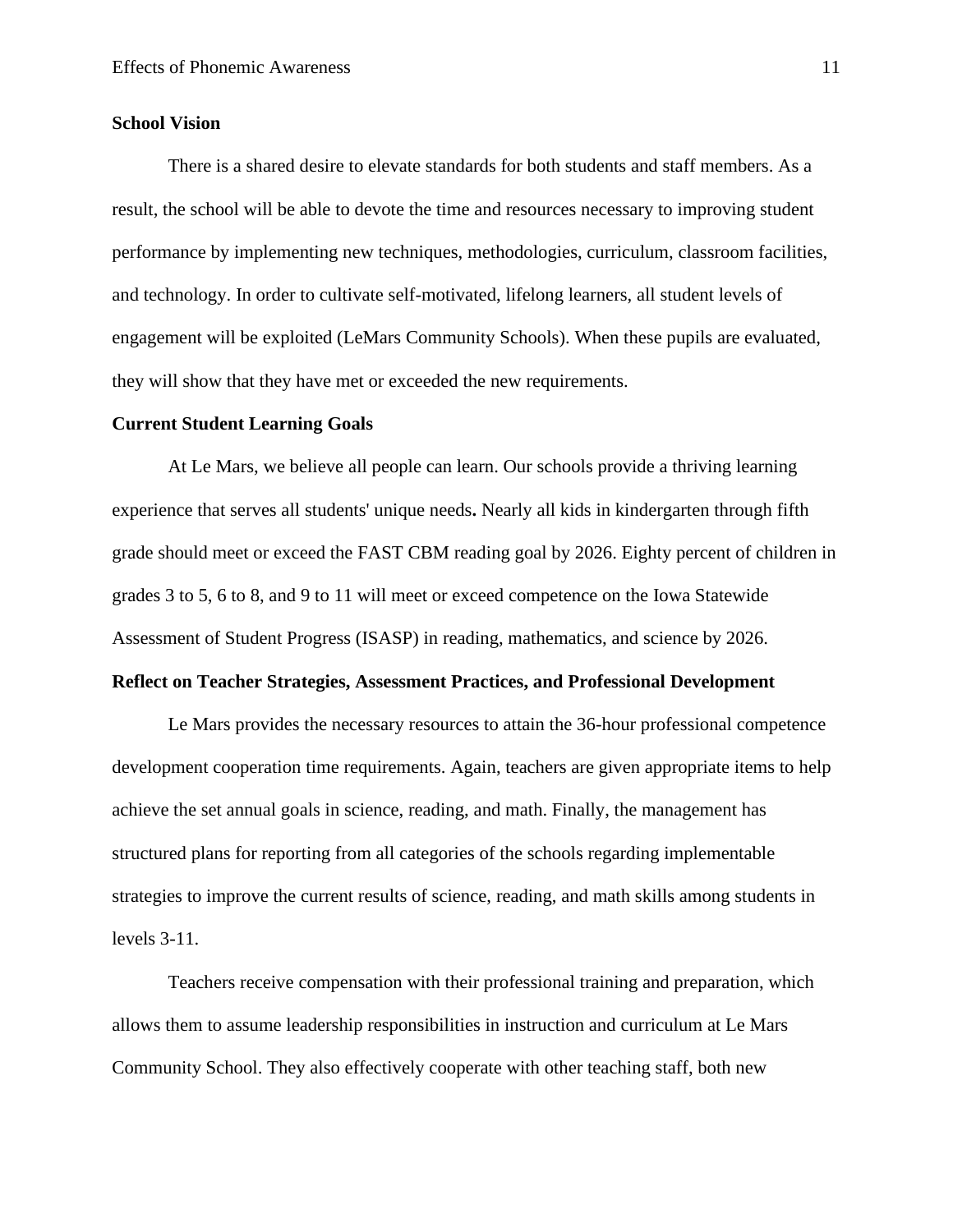**School Vision**

There is a shared desire to elevate standards for both students and staff members. As a result, the school will be able to devote the time and resources necessary to improving student performance by implementing new techniques, methodologies, curriculum, classroom facilities, and technology. In order to cultivate self-motivated, lifelong learners, all student levels of engagement will be exploited (LeMars Community Schools). When these pupils are evaluated, they will show that they have met or exceeded the new requirements.

**Current Student Learning Goals**

At Le Mars, we believe all people can learn. Our schools provide a thriving learning experience that serves all students' unique needs**.** Nearly all kids in kindergarten through fifth grade should meet or exceed the FAST CBM reading goal by 2026. Eighty percent of children in grades 3 to 5, 6 to 8, and 9 to 11 will meet or exceed competence on the Iowa Statewide Assessment of Student Progress (ISASP) in reading, mathematics, and science by 2026.

**Reflect on Teacher Strategies, Assessment Practices, and Professional Development**

Le Mars provides the necessary resources to attain the 36-hour professional competence development cooperation time requirements. Again, teachers are given appropriate items to help achieve the set annual goals in science, reading, and math. Finally, the management has structured plans for reporting from all categories of the schools regarding implementable strategies to improve the current results of science, reading, and math skills among students in levels 3-11.

Teachers receive compensation with their professional training and preparation, which allows them to assume leadership responsibilities in instruction and curriculum at Le Mars Community School. They also effectively cooperate with other teaching staff, both new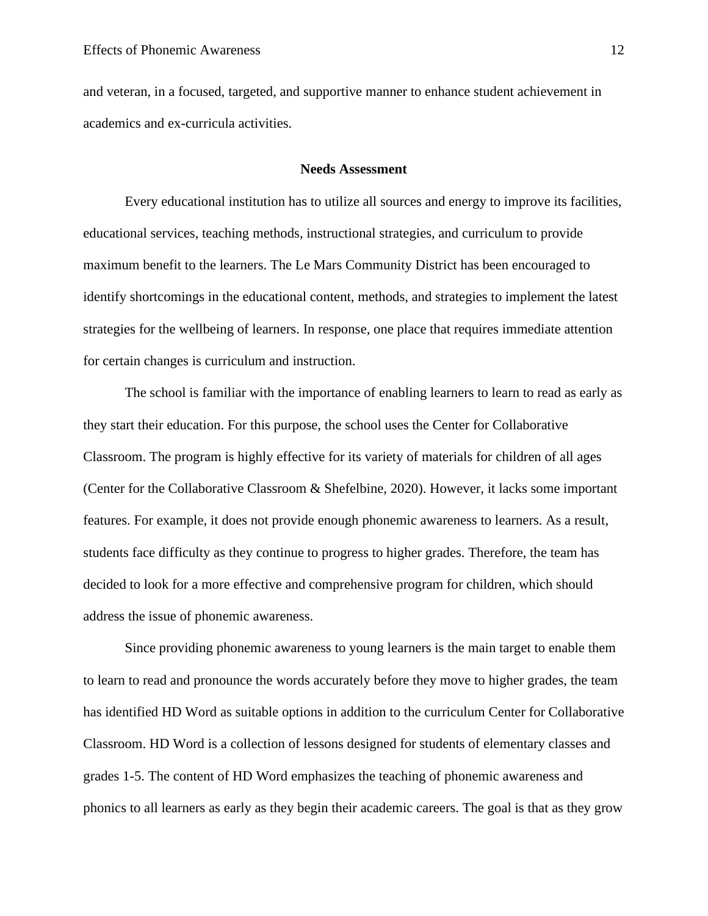and veteran, in a focused, targeted, and supportive manner to enhance student achievement in academics and ex-curricula activities.

## Needs Assessment

Every educational institution has to utilize all sources and energy to improve its facilities, educational services, teaching methods, instructional strategies, and curriculum to provide maximum benefit to the learners. The Le Mars Community District has been encouraged to identify shortcomings in the educational content, methods, and strategies to implement the latest strategies for the wellbeing of learners. In response, one place that requires immediate attention for certain changes is curriculum and instruction.

The school is familiar with the importance of enabling learners to learn to read as early as they start their education. For this purpose, the school uses the Center for Collaborative Classroom. The program is highly effective for its variety of materials for children of all ages (Center for the Collaborative Classroom & Shefelbine, 2020). However, it lacks some important features. For example, it does not provide enough phonemic awareness to learners. As a result, students face difficulty as they continue to progress to higher grades. Therefore, the team has decided to look for a more effective and comprehensive program for children, which should address the issue of phonemic awareness.

Since providing phonemic awareness to young learners is the main target to enable them to learn to read and pronounce the words accurately before they move to higher grades, the team has identified HD Word as suitable options in addition to the curriculum Center for Collaborative Classroom. HD Word is a collection of lessons designed for students of elementary classes and grades 1-5. The content of HD Word emphasizes the teaching of phonemic awareness and phonics to all learners as early as they begin their academic careers. The goal is that as they grow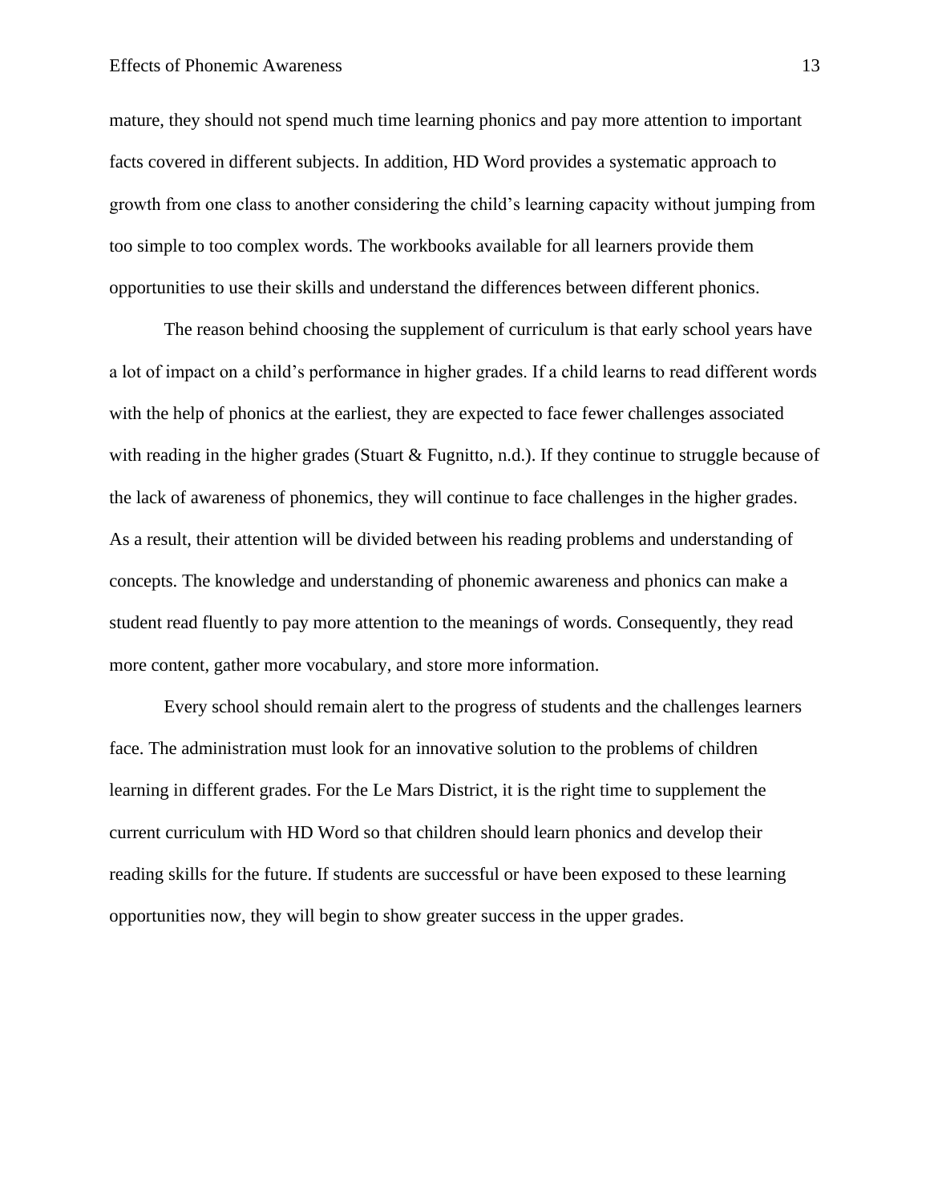mature, they should not spend much time learning phonics and pay more attention to important facts covered in different subjects. In addition, HD Word provides a systematic approach to growth from one class to another considering the child's learning capacity without jumping from too simple to too complex words. The workbooks available for all learners provide them opportunities to use their skills and understand the differences between different phonics.

The reason behind choosing the supplement of curriculum is that early school years have a lot of impact on a child's performance in higher grades. If a child learns to read different words with the help of phonics at the earliest, they are expected to face fewer challenges associated with reading in the higher grades (Stuart & Fugnitto, n.d.). If they continue to struggle because of the lack of awareness of phonemics, they will continue to face challenges in the higher grades. As a result, their attention will be divided between his reading problems and understanding of concepts. The knowledge and understanding of phonemic awareness and phonics can make a student read fluently to pay more attention to the meanings of words. Consequently, they read more content, gather more vocabulary, and store more information.

Every school should remain alert to the progress of students and the challenges learners face. The administration must look for an innovative solution to the problems of children learning in different grades. For the Le Mars District, it is the right time to supplement the current curriculum with HD Word so that children should learn phonics and develop their reading skills for the future. If students are successful or have been exposed to these learning opportunities now, they will begin to show greater success in the upper grades.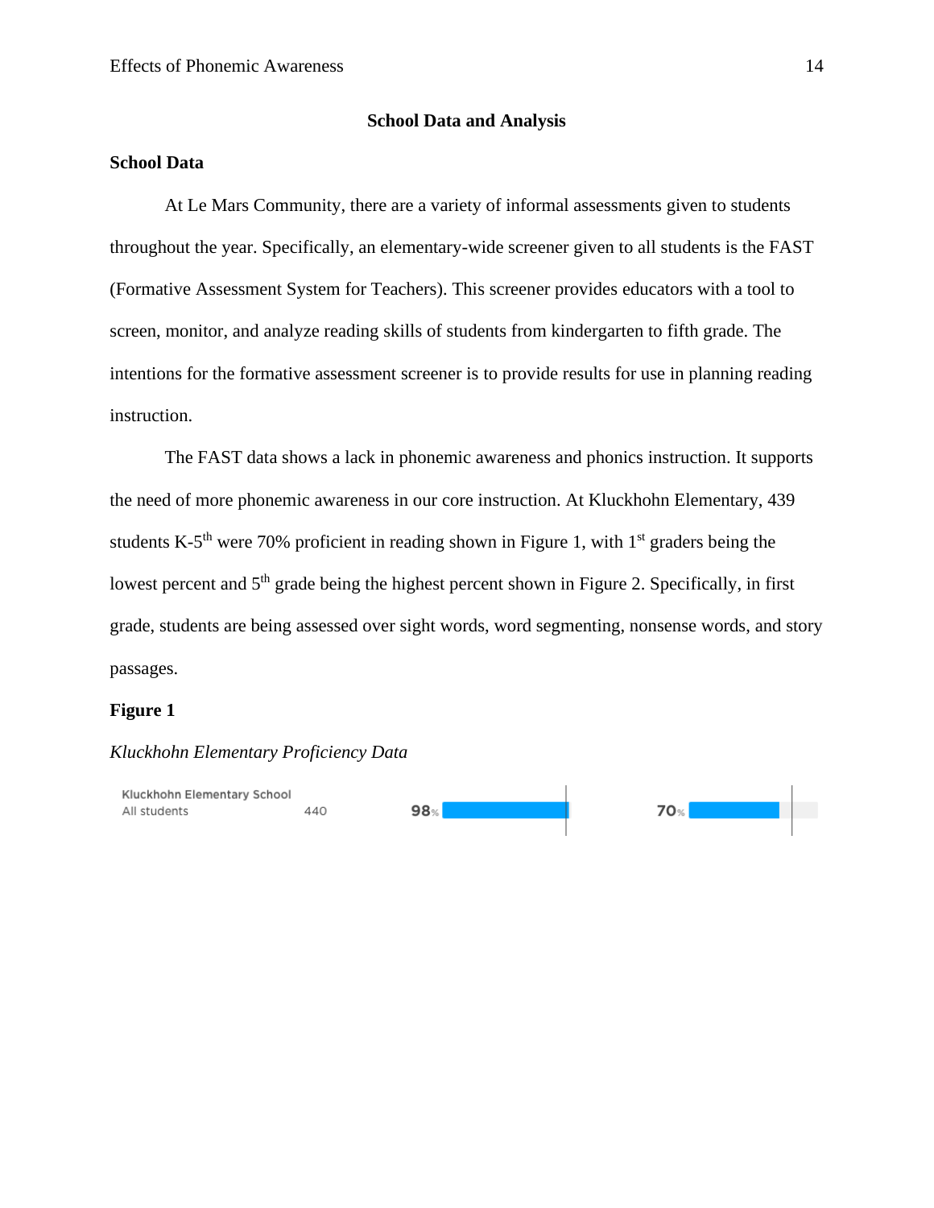## School Data and Analysis

### School Data

At Le Mars Community, there are a variety of informal assessments given to students throughout the year. Specifically, an elementary-wide screener given to all students is the FAST (Formative Assessment System for Teachers). This screener provides educators with a tool to screen, monitor, and analyze reading skills of students from kindergarten to fifth grade. The intentions for the formative assessment screener is to provide results for use in planning reading instruction.

The FAST data shows a lack in phonemic awareness and phonics instruction. It supports the need of more phonemic awareness in our core instruction. At Kluckhohn Elementary, 439 students K-5th were 70% proficient in reading shown in Figure 1, with 1st graders being the lowest percent and 5th grade being the highest percent shown in Figure 2. Specifically, in first grade, students are being assessed over sight words, word segmenting, nonsense words, and story passages.

**Figure 1**

*Kluckhohn Elementary Proficiency Data*

| Kluckhohn Elementary School | | | |
|---|---|---|---|
| All students | 440 | 98% | 70% |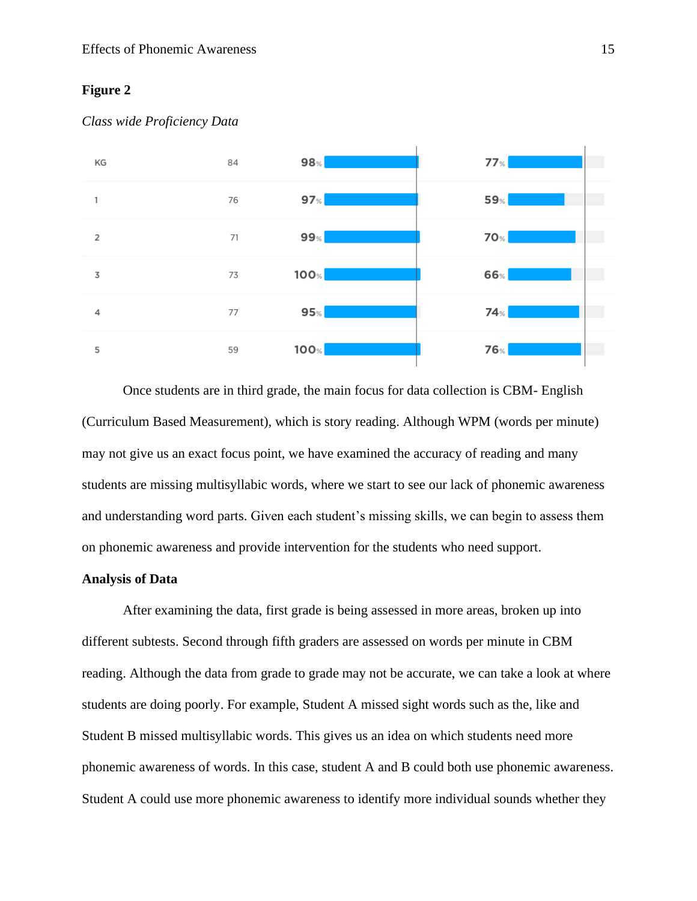**Figure 2**

*Class wide Proficiency Data*

| | | | |
|---|---|---|---|
| KG | 84 | 98% | 77% |
| 1 | 76 | 97% | 59% |
| 2 | 71 | 99% | 70% |
| 3 | 73 | 100% | 66% |
| 4 | 77 | 95% | 74% |
| 5 | 59 | 100% | 76% |

Once students are in third grade, the main focus for data collection is CBM- English (Curriculum Based Measurement), which is story reading. Although WPM (words per minute) may not give us an exact focus point, we have examined the accuracy of reading and many students are missing multisyllabic words, where we start to see our lack of phonemic awareness and understanding word parts. Given each student's missing skills, we can begin to assess them on phonemic awareness and provide intervention for the students who need support.

**Analysis of Data**

After examining the data, first grade is being assessed in more areas, broken up into different subtests. Second through fifth graders are assessed on words per minute in CBM reading. Although the data from grade to grade may not be accurate, we can take a look at where students are doing poorly. For example, Student A missed sight words such as the, like and Student B missed multisyllabic words. This gives us an idea on which students need more phonemic awareness of words. In this case, student A and B could both use phonemic awareness. Student A could use more phonemic awareness to identify more individual sounds whether they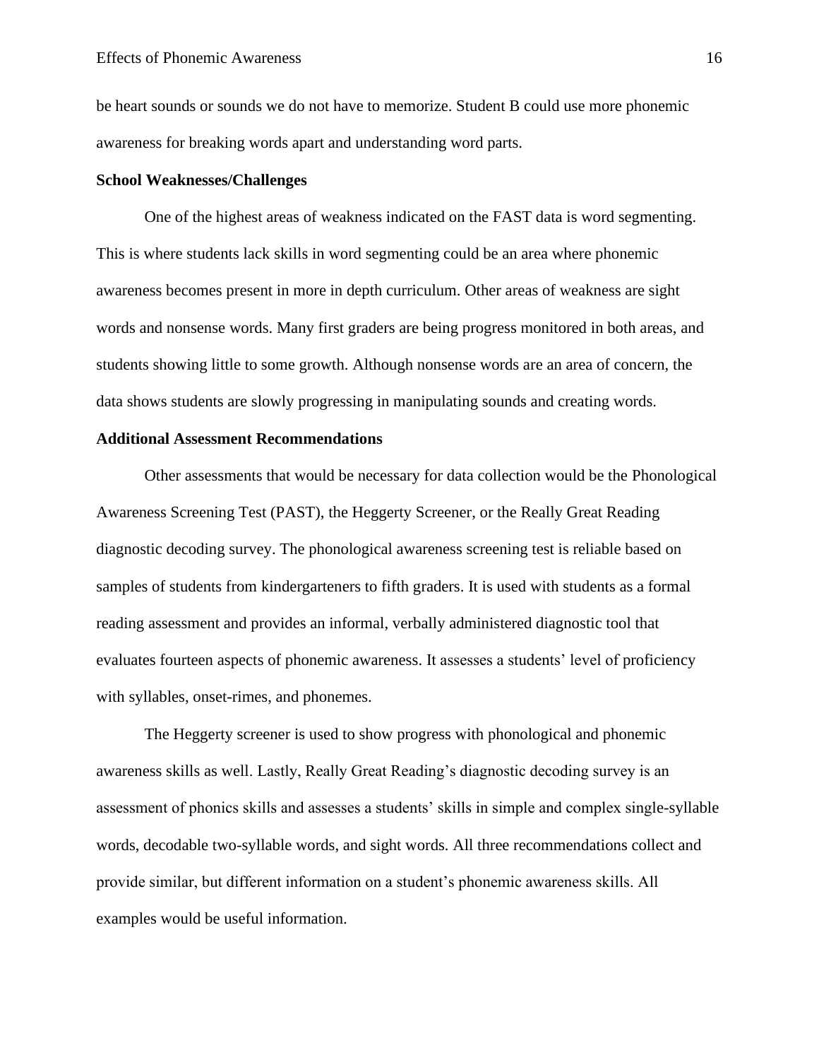be heart sounds or sounds we do not have to memorize. Student B could use more phonemic awareness for breaking words apart and understanding word parts.

**School Weaknesses/Challenges**

One of the highest areas of weakness indicated on the FAST data is word segmenting. This is where students lack skills in word segmenting could be an area where phonemic awareness becomes present in more in depth curriculum. Other areas of weakness are sight words and nonsense words. Many first graders are being progress monitored in both areas, and students showing little to some growth. Although nonsense words are an area of concern, the data shows students are slowly progressing in manipulating sounds and creating words.

**Additional Assessment Recommendations**

Other assessments that would be necessary for data collection would be the Phonological Awareness Screening Test (PAST), the Heggerty Screener, or the Really Great Reading diagnostic decoding survey. The phonological awareness screening test is reliable based on samples of students from kindergarteners to fifth graders. It is used with students as a formal reading assessment and provides an informal, verbally administered diagnostic tool that evaluates fourteen aspects of phonemic awareness. It assesses a students' level of proficiency with syllables, onset-rimes, and phonemes.

The Heggerty screener is used to show progress with phonological and phonemic awareness skills as well. Lastly, Really Great Reading's diagnostic decoding survey is an assessment of phonics skills and assesses a students' skills in simple and complex single-syllable words, decodable two-syllable words, and sight words. All three recommendations collect and provide similar, but different information on a student's phonemic awareness skills. All examples would be useful information.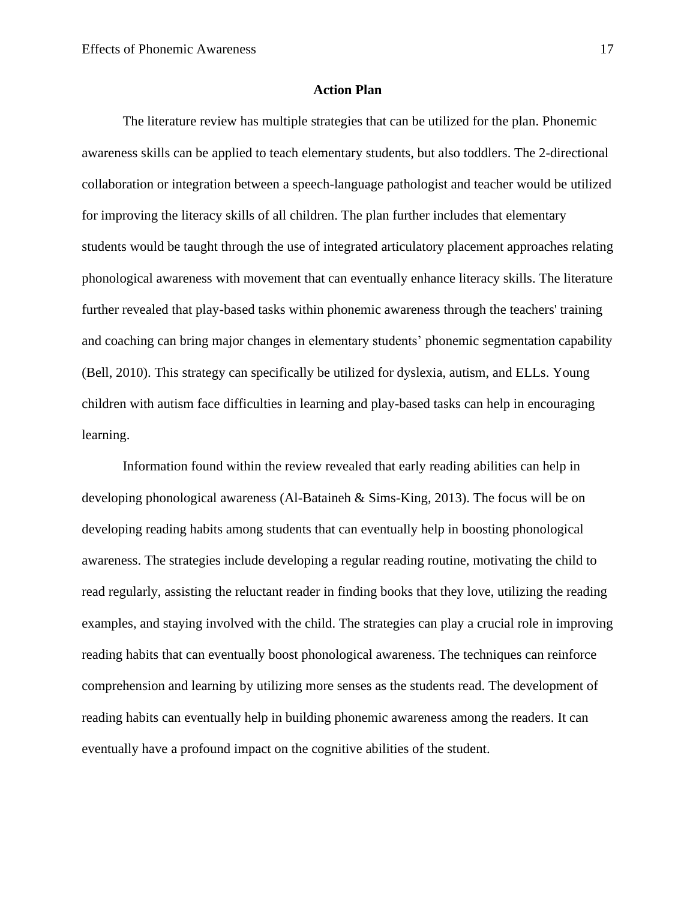## Action Plan

The literature review has multiple strategies that can be utilized for the plan. Phonemic awareness skills can be applied to teach elementary students, but also toddlers. The 2-directional collaboration or integration between a speech-language pathologist and teacher would be utilized for improving the literacy skills of all children. The plan further includes that elementary students would be taught through the use of integrated articulatory placement approaches relating phonological awareness with movement that can eventually enhance literacy skills. The literature further revealed that play-based tasks within phonemic awareness through the teachers' training and coaching can bring major changes in elementary students' phonemic segmentation capability (Bell, 2010). This strategy can specifically be utilized for dyslexia, autism, and ELLs. Young children with autism face difficulties in learning and play-based tasks can help in encouraging learning.

Information found within the review revealed that early reading abilities can help in developing phonological awareness (Al-Bataineh & Sims-King, 2013). The focus will be on developing reading habits among students that can eventually help in boosting phonological awareness. The strategies include developing a regular reading routine, motivating the child to read regularly, assisting the reluctant reader in finding books that they love, utilizing the reading examples, and staying involved with the child. The strategies can play a crucial role in improving reading habits that can eventually boost phonological awareness. The techniques can reinforce comprehension and learning by utilizing more senses as the students read. The development of reading habits can eventually help in building phonemic awareness among the readers. It can eventually have a profound impact on the cognitive abilities of the student.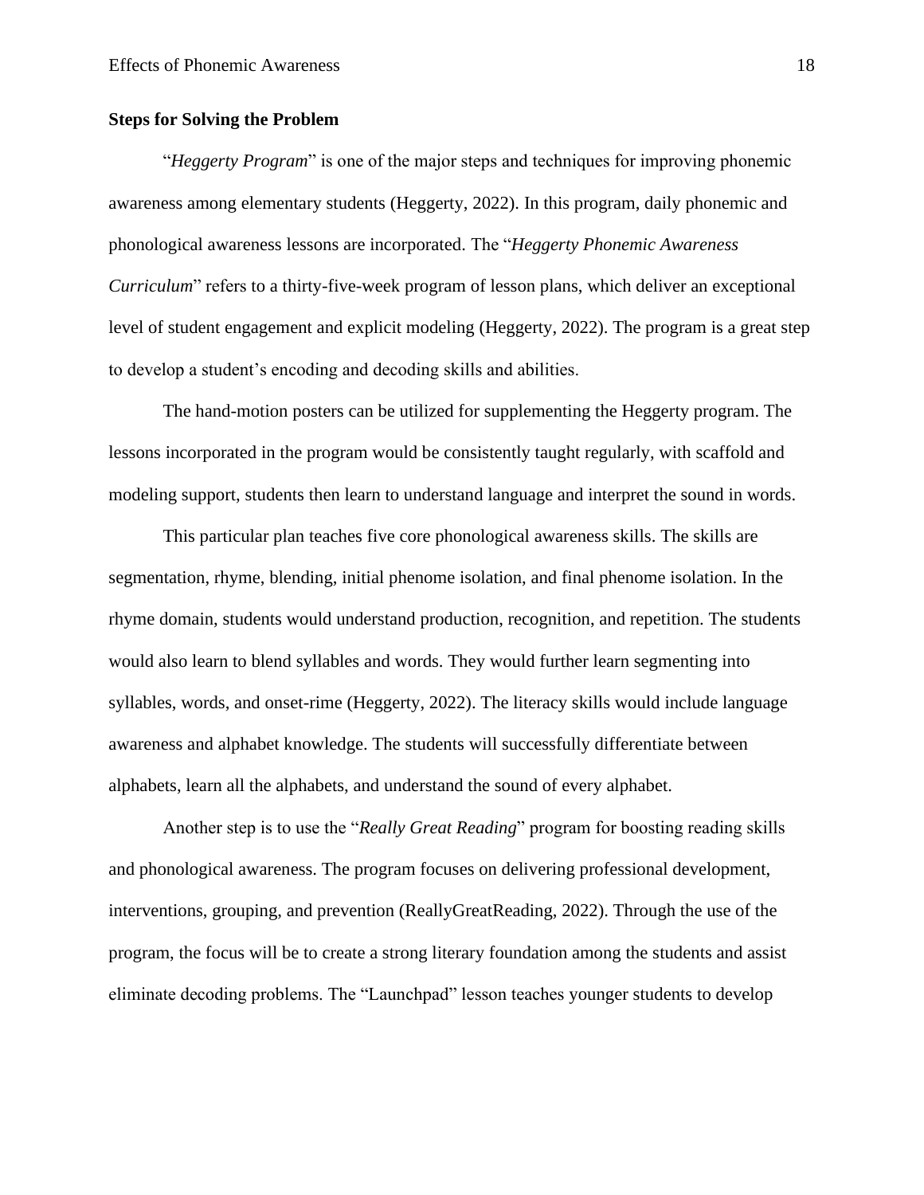**Steps for Solving the Problem**

"*Heggerty Program*" is one of the major steps and techniques for improving phonemic awareness among elementary students (Heggerty, 2022). In this program, daily phonemic and phonological awareness lessons are incorporated. The "*Heggerty Phonemic Awareness Curriculum*" refers to a thirty-five-week program of lesson plans, which deliver an exceptional level of student engagement and explicit modeling (Heggerty, 2022). The program is a great step to develop a student's encoding and decoding skills and abilities.

The hand-motion posters can be utilized for supplementing the Heggerty program. The lessons incorporated in the program would be consistently taught regularly, with scaffold and modeling support, students then learn to understand language and interpret the sound in words.

This particular plan teaches five core phonological awareness skills. The skills are segmentation, rhyme, blending, initial phenome isolation, and final phenome isolation. In the rhyme domain, students would understand production, recognition, and repetition. The students would also learn to blend syllables and words. They would further learn segmenting into syllables, words, and onset-rime (Heggerty, 2022). The literacy skills would include language awareness and alphabet knowledge. The students will successfully differentiate between alphabets, learn all the alphabets, and understand the sound of every alphabet.

Another step is to use the "*Really Great Reading*" program for boosting reading skills and phonological awareness. The program focuses on delivering professional development, interventions, grouping, and prevention (ReallyGreatReading, 2022). Through the use of the program, the focus will be to create a strong literary foundation among the students and assist eliminate decoding problems. The "Launchpad" lesson teaches younger students to develop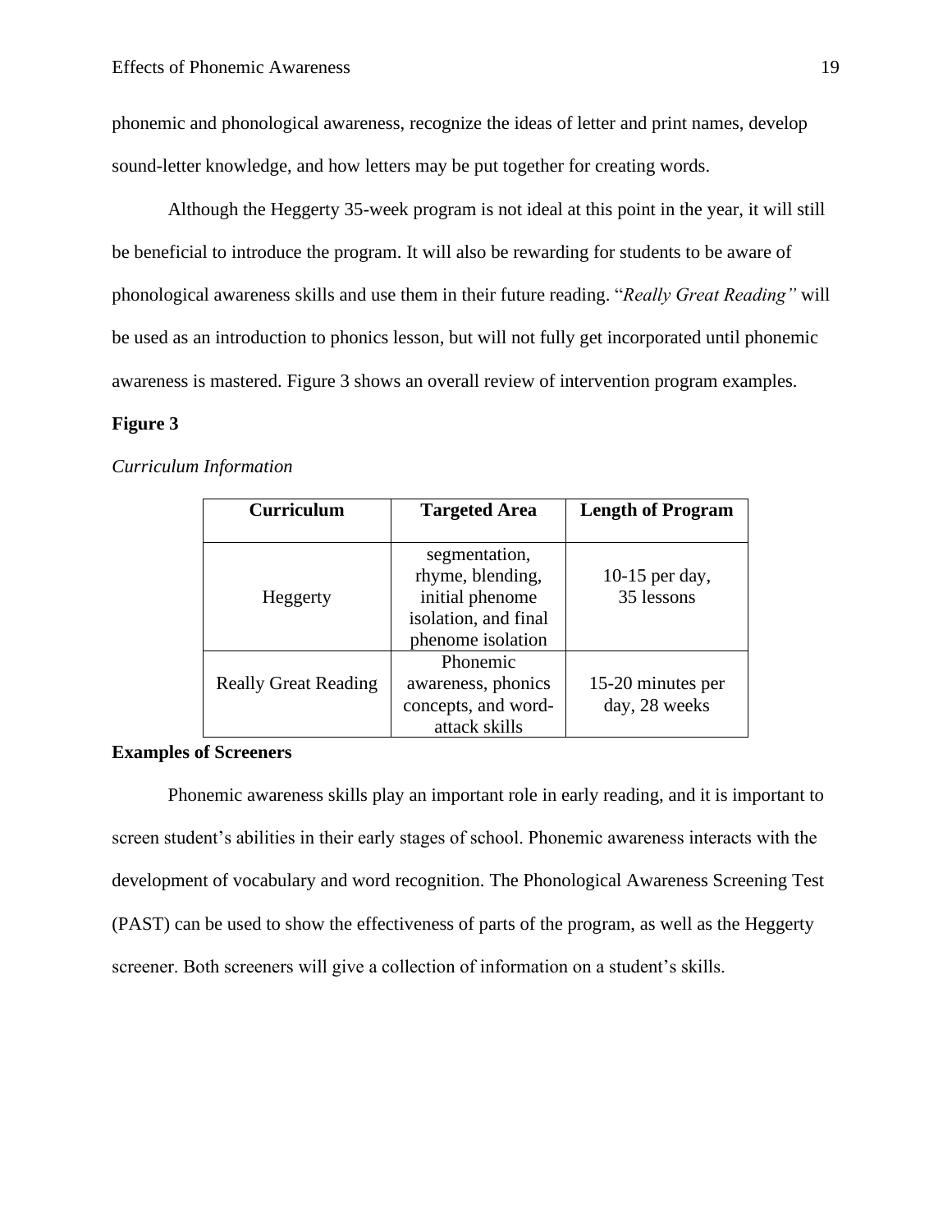phonemic and phonological awareness, recognize the ideas of letter and print names, develop sound-letter knowledge, and how letters may be put together for creating words.

Although the Heggerty 35-week program is not ideal at this point in the year, it will still be beneficial to introduce the program. It will also be rewarding for students to be aware of phonological awareness skills and use them in their future reading. "*Really Great Reading"* will be used as an introduction to phonics lesson, but will not fully get incorporated until phonemic awareness is mastered. Figure 3 shows an overall review of intervention program examples.

**Figure 3**

*Curriculum Information*

| **Curriculum** | **Targeted Area** | **Length of Program** |
|---|---|---|
| Heggerty | segmentation, rhyme, blending, initial phenome isolation, and final phenome isolation | 10-15 per day, 35 lessons |
| Really Great Reading | Phonemic awareness, phonics concepts, and word-attack skills | 15-20 minutes per day, 28 weeks |

**Examples of Screeners**

Phonemic awareness skills play an important role in early reading, and it is important to screen student's abilities in their early stages of school. Phonemic awareness interacts with the development of vocabulary and word recognition. The Phonological Awareness Screening Test (PAST) can be used to show the effectiveness of parts of the program, as well as the Heggerty screener. Both screeners will give a collection of information on a student's skills.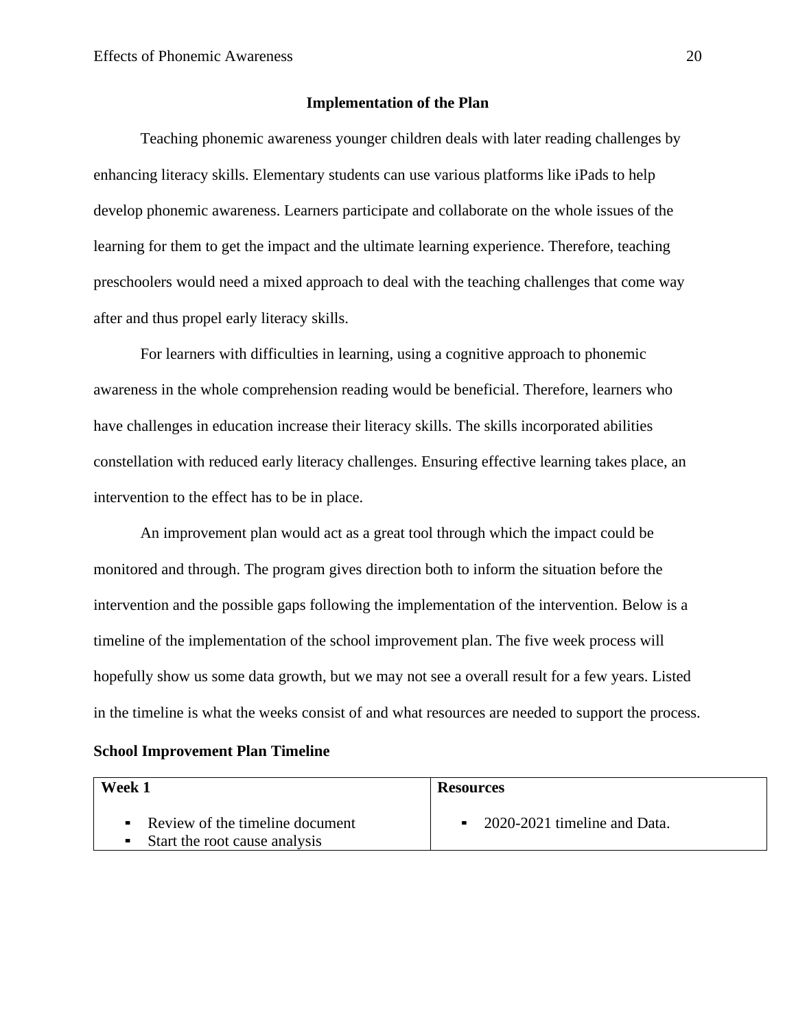## Implementation of the Plan

Teaching phonemic awareness younger children deals with later reading challenges by enhancing literacy skills. Elementary students can use various platforms like iPads to help develop phonemic awareness. Learners participate and collaborate on the whole issues of the learning for them to get the impact and the ultimate learning experience. Therefore, teaching preschoolers would need a mixed approach to deal with the teaching challenges that come way after and thus propel early literacy skills.

For learners with difficulties in learning, using a cognitive approach to phonemic awareness in the whole comprehension reading would be beneficial. Therefore, learners who have challenges in education increase their literacy skills. The skills incorporated abilities constellation with reduced early literacy challenges. Ensuring effective learning takes place, an intervention to the effect has to be in place.

An improvement plan would act as a great tool through which the impact could be monitored and through. The program gives direction both to inform the situation before the intervention and the possible gaps following the implementation of the intervention. Below is a timeline of the implementation of the school improvement plan. The five week process will hopefully show us some data growth, but we may not see a overall result for a few years. Listed in the timeline is what the weeks consist of and what resources are needed to support the process.

**School Improvement Plan Timeline**

| Week 1 | Resources |
|---|---|
| ▪ Review of the timeline document<br>▪ Start the root cause analysis | ▪ 2020-2021 timeline and Data. |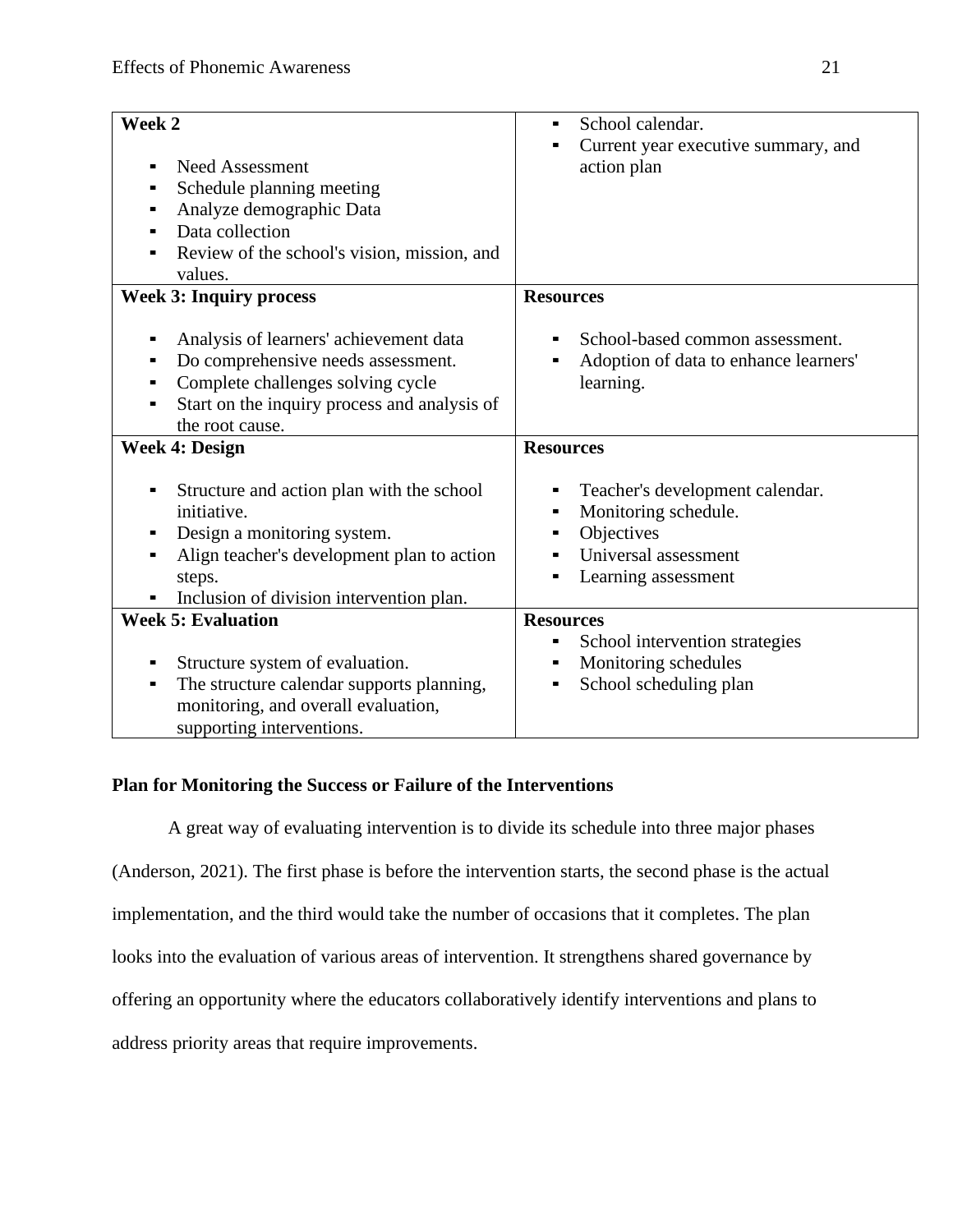| Week 2<br><br>- Need Assessment<br>- Schedule planning meeting<br>- Analyze demographic Data<br>- Data collection<br>- Review of the school's vision, mission, and values. | - School calendar.<br>- Current year executive summary, and action plan |
|---|---|
| **Week 3: Inquiry process**<br><br>- Analysis of learners' achievement data<br>- Do comprehensive needs assessment.<br>- Complete challenges solving cycle<br>- Start on the inquiry process and analysis of the root cause. | **Resources**<br><br>- School-based common assessment.<br>- Adoption of data to enhance learners' learning. |
| **Week 4: Design**<br><br>- Structure and action plan with the school initiative.<br>- Design a monitoring system.<br>- Align teacher's development plan to action steps.<br>- Inclusion of division intervention plan. | **Resources**<br><br>- Teacher's development calendar.<br>- Monitoring schedule.<br>- Objectives<br>- Universal assessment<br>- Learning assessment |
| **Week 5: Evaluation**<br><br>- Structure system of evaluation.<br>- The structure calendar supports planning, monitoring, and overall evaluation, supporting interventions. | **Resources**<br>- School intervention strategies<br>- Monitoring schedules<br>- School scheduling plan |

**Plan for Monitoring the Success or Failure of the Interventions**

A great way of evaluating intervention is to divide its schedule into three major phases (Anderson, 2021). The first phase is before the intervention starts, the second phase is the actual implementation, and the third would take the number of occasions that it completes. The plan looks into the evaluation of various areas of intervention. It strengthens shared governance by offering an opportunity where the educators collaboratively identify interventions and plans to address priority areas that require improvements.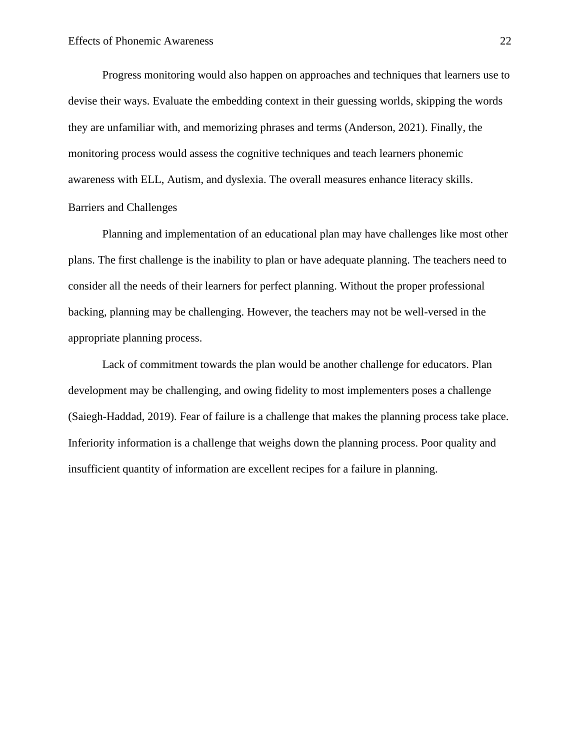Progress monitoring would also happen on approaches and techniques that learners use to devise their ways. Evaluate the embedding context in their guessing worlds, skipping the words they are unfamiliar with, and memorizing phrases and terms (Anderson, 2021). Finally, the monitoring process would assess the cognitive techniques and teach learners phonemic awareness with ELL, Autism, and dyslexia. The overall measures enhance literacy skills.

## Barriers and Challenges

Planning and implementation of an educational plan may have challenges like most other plans. The first challenge is the inability to plan or have adequate planning. The teachers need to consider all the needs of their learners for perfect planning. Without the proper professional backing, planning may be challenging. However, the teachers may not be well-versed in the appropriate planning process.

Lack of commitment towards the plan would be another challenge for educators. Plan development may be challenging, and owing fidelity to most implementers poses a challenge (Saiegh-Haddad, 2019). Fear of failure is a challenge that makes the planning process take place. Inferiority information is a challenge that weighs down the planning process. Poor quality and insufficient quantity of information are excellent recipes for a failure in planning.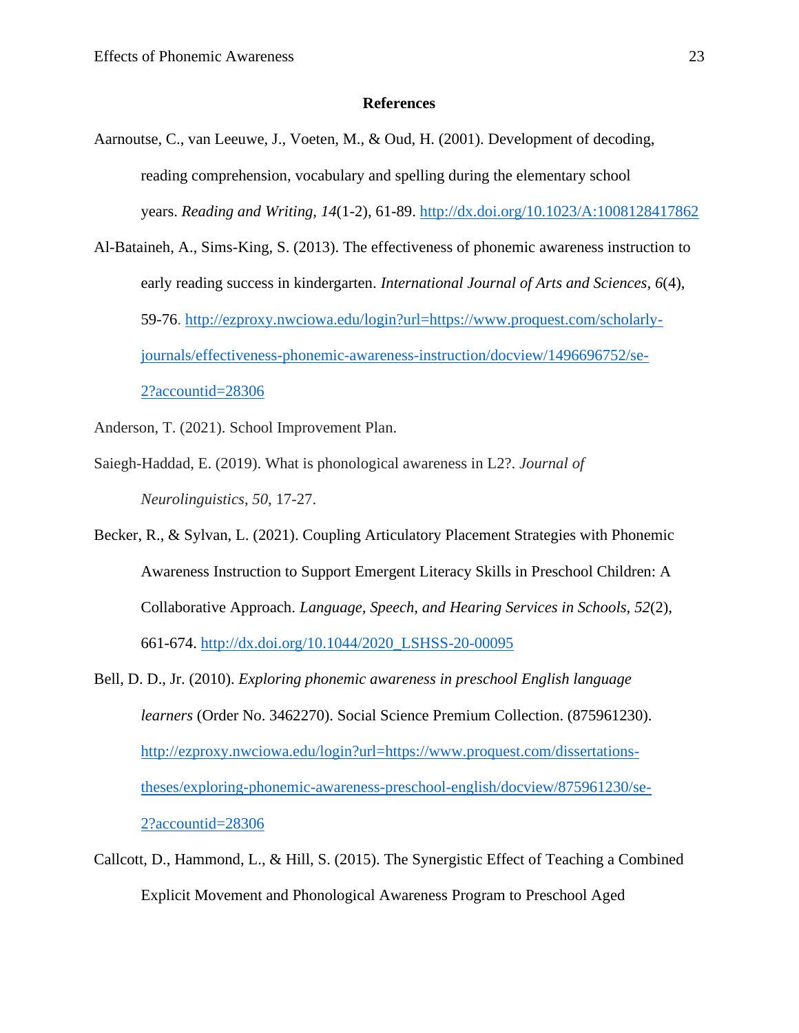# References

Aarnoutse, C., van Leeuwe, J., Voeten, M., & Oud, H. (2001). Development of decoding, reading comprehension, vocabulary and spelling during the elementary school years. *Reading and Writing, 14*(1-2), 61-89. http://dx.doi.org/10.1023/A:1008128417862

Al-Bataineh, A., Sims-King, S. (2013). The effectiveness of phonemic awareness instruction to early reading success in kindergarten. *International Journal of Arts and Sciences*, *6*(4), 59-76. http://ezproxy.nwciowa.edu/login?url=https://www.proquest.com/scholarly-journals/effectiveness-phonemic-awareness-instruction/docview/1496696752/se-2?accountid=28306

Anderson, T. (2021). School Improvement Plan.

Saiegh-Haddad, E. (2019). What is phonological awareness in L2?. *Journal of Neurolinguistics*, *50*, 17-27.

Becker, R., & Sylvan, L. (2021). Coupling Articulatory Placement Strategies with Phonemic Awareness Instruction to Support Emergent Literacy Skills in Preschool Children: A Collaborative Approach. *Language, Speech, and Hearing Services in Schools, 52*(2), 661-674. http://dx.doi.org/10.1044/2020_LSHSS-20-00095

Bell, D. D., Jr. (2010). *Exploring phonemic awareness in preschool English language learners* (Order No. 3462270). Social Science Premium Collection. (875961230). http://ezproxy.nwciowa.edu/login?url=https://www.proquest.com/dissertations-theses/exploring-phonemic-awareness-preschool-english/docview/875961230/se-2?accountid=28306

Callcott, D., Hammond, L., & Hill, S. (2015). The Synergistic Effect of Teaching a Combined Explicit Movement and Phonological Awareness Program to Preschool Aged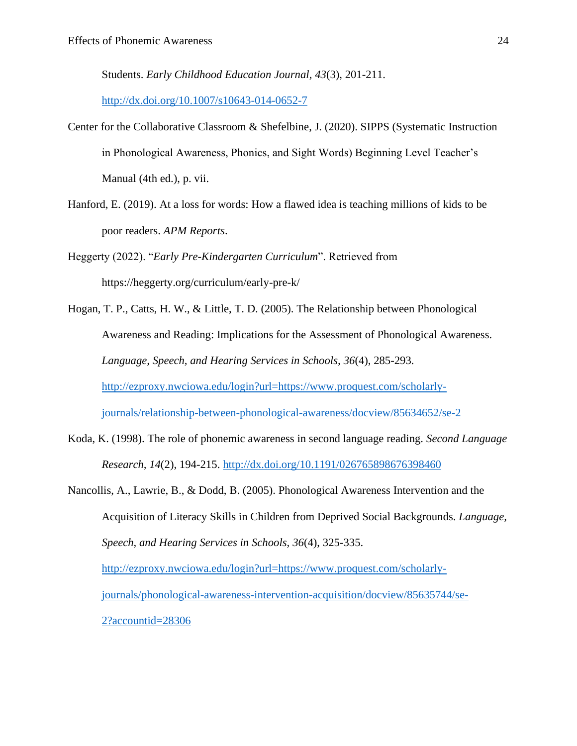Students. *Early Childhood Education Journal, 43*(3), 201-211. http://dx.doi.org/10.1007/s10643-014-0652-7

Center for the Collaborative Classroom & Shefelbine, J. (2020). SIPPS (Systematic Instruction in Phonological Awareness, Phonics, and Sight Words) Beginning Level Teacher's Manual (4th ed.), p. vii.

Hanford, E. (2019). At a loss for words: How a flawed idea is teaching millions of kids to be poor readers. *APM Reports*.

Heggerty (2022). "*Early Pre-Kindergarten Curriculum*". Retrieved from https://heggerty.org/curriculum/early-pre-k/

Hogan, T. P., Catts, H. W., & Little, T. D. (2005). The Relationship between Phonological Awareness and Reading: Implications for the Assessment of Phonological Awareness. *Language, Speech, and Hearing Services in Schools, 36*(4), 285-293. http://ezproxy.nwciowa.edu/login?url=https://www.proquest.com/scholarly-journals/relationship-between-phonological-awareness/docview/85634652/se-2

Koda, K. (1998). The role of phonemic awareness in second language reading. *Second Language Research, 14*(2), 194-215. http://dx.doi.org/10.1191/026765898676398460

Nancollis, A., Lawrie, B., & Dodd, B. (2005). Phonological Awareness Intervention and the Acquisition of Literacy Skills in Children from Deprived Social Backgrounds. *Language, Speech, and Hearing Services in Schools, 36*(4), 325-335. http://ezproxy.nwciowa.edu/login?url=https://www.proquest.com/scholarly-journals/phonological-awareness-intervention-acquisition/docview/85635744/se-2?accountid=28306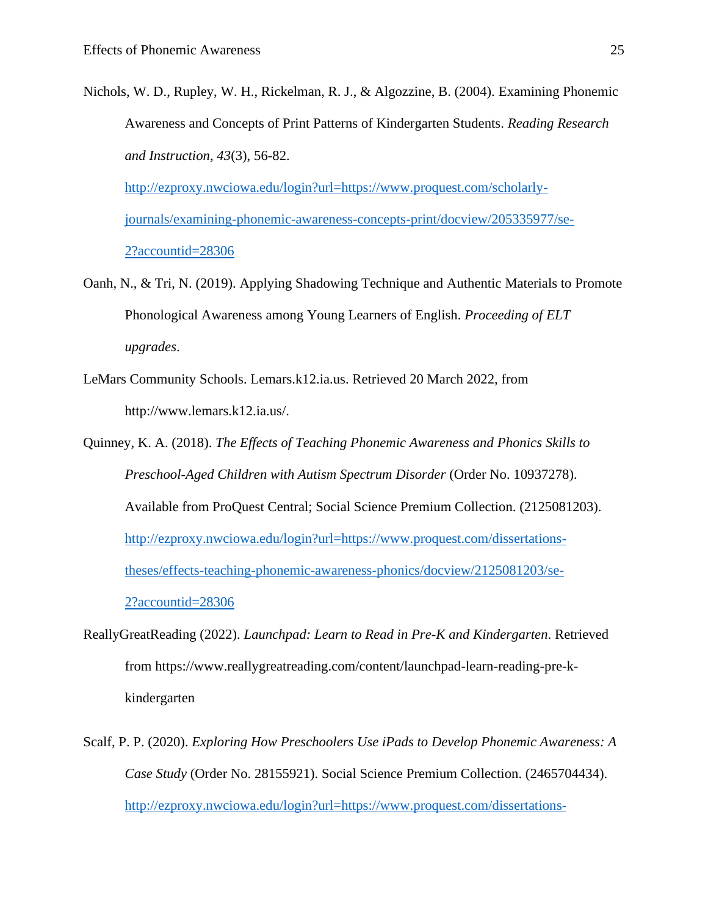Nichols, W. D., Rupley, W. H., Rickelman, R. J., & Algozzine, B. (2004). Examining Phonemic Awareness and Concepts of Print Patterns of Kindergarten Students. *Reading Research and Instruction, 43*(3), 56-82. http://ezproxy.nwciowa.edu/login?url=https://www.proquest.com/scholarly-journals/examining-phonemic-awareness-concepts-print/docview/205335977/se-2?accountid=28306

Oanh, N., & Tri, N. (2019). Applying Shadowing Technique and Authentic Materials to Promote Phonological Awareness among Young Learners of English. *Proceeding of ELT upgrades*.

LeMars Community Schools. Lemars.k12.ia.us. Retrieved 20 March 2022, from http://www.lemars.k12.ia.us/.

Quinney, K. A. (2018). *The Effects of Teaching Phonemic Awareness and Phonics Skills to Preschool-Aged Children with Autism Spectrum Disorder* (Order No. 10937278). Available from ProQuest Central; Social Science Premium Collection. (2125081203). http://ezproxy.nwciowa.edu/login?url=https://www.proquest.com/dissertations-theses/effects-teaching-phonemic-awareness-phonics/docview/2125081203/se-2?accountid=28306

ReallyGreatReading (2022). *Launchpad: Learn to Read in Pre-K and Kindergarten*. Retrieved from https://www.reallygreatreading.com/content/launchpad-learn-reading-pre-k-kindergarten

Scalf, P. P. (2020). *Exploring How Preschoolers Use iPads to Develop Phonemic Awareness: A Case Study* (Order No. 28155921). Social Science Premium Collection. (2465704434). http://ezproxy.nwciowa.edu/login?url=https://www.proquest.com/dissertations-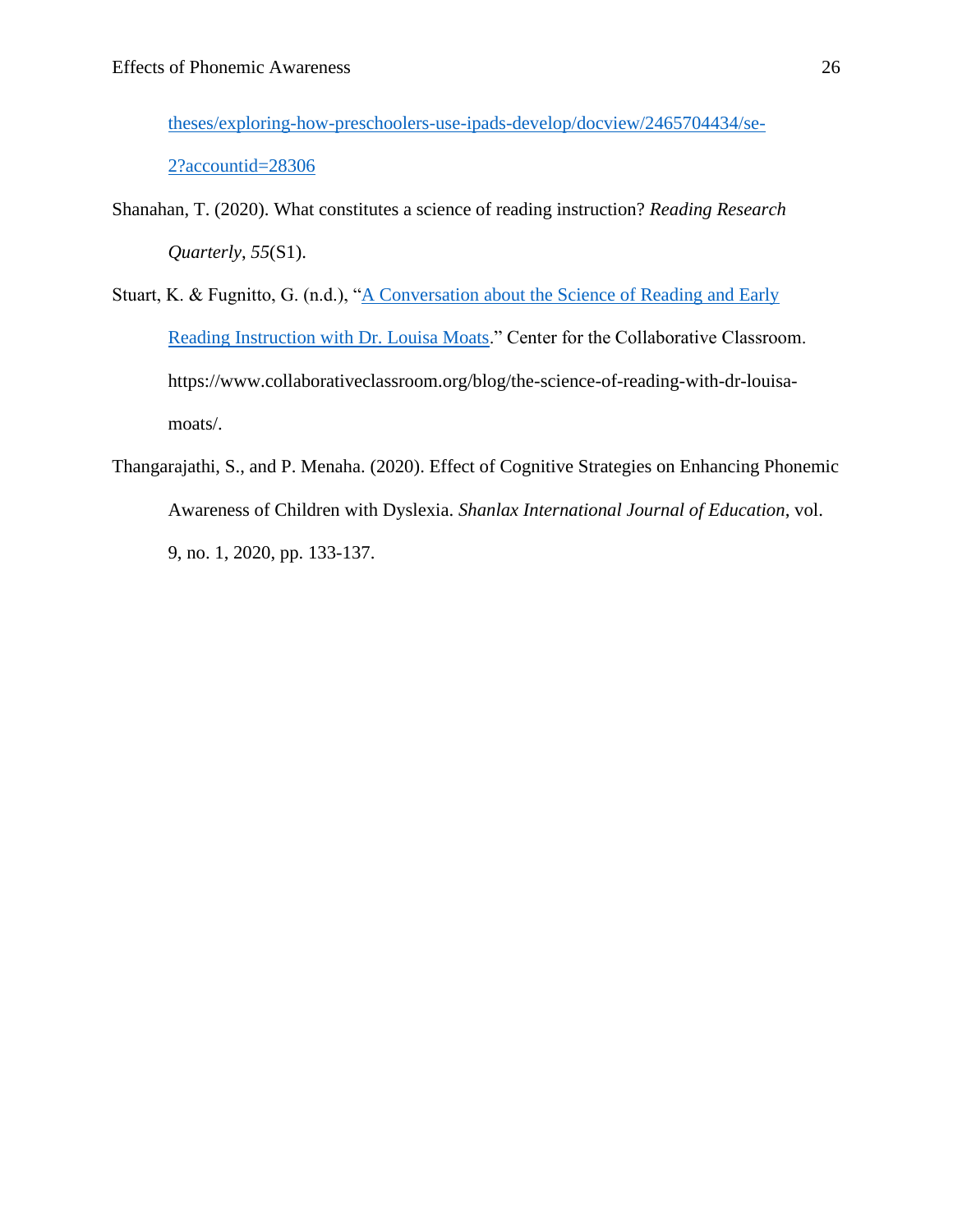[theses/exploring-how-preschoolers-use-ipads-develop/docview/2465704434/se-2?accountid=28306](theses/exploring-how-preschoolers-use-ipads-develop/docview/2465704434/se-2?accountid=28306)

Shanahan, T. (2020). What constitutes a science of reading instruction? *Reading Research Quarterly*, *55*(S1).

Stuart, K. & Fugnitto, G. (n.d.), "[A Conversation about the Science of Reading and Early Reading Instruction with Dr. Louisa Moats](https://www.collaborativeclassroom.org/blog/the-science-of-reading-with-dr-louisa-moats/)." Center for the Collaborative Classroom. https://www.collaborativeclassroom.org/blog/the-science-of-reading-with-dr-louisa-moats/.

Thangarajathi, S., and P. Menaha. (2020). Effect of Cognitive Strategies on Enhancing Phonemic Awareness of Children with Dyslexia. *Shanlax International Journal of Education*, vol. 9, no. 1, 2020, pp. 133-137.